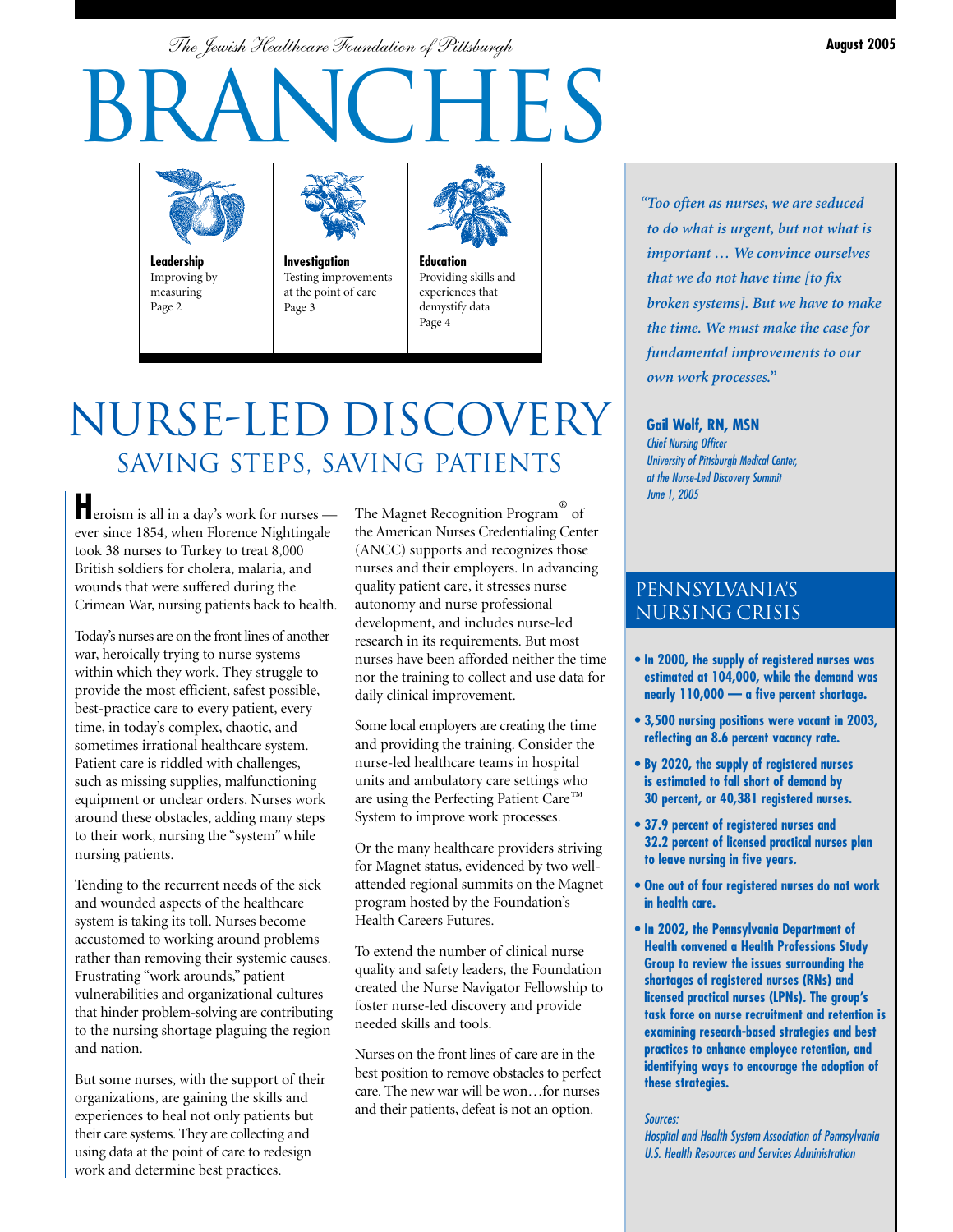*The Jewish Healthcare Foundation of Pittsburgh*

August 2005

# BRANCHES

**Leadership**
Improving by measuring
Page 2

**Investigation**
Testing improvements at the point of care
Page 3

**Education**
Providing skills and experiences that demystify data
Page 4

# NURSE-LED DISCOVERY

## SAVING STEPS, SAVING PATIENTS

**H**eroism is all in a day's work for nurses — ever since 1854, when Florence Nightingale took 38 nurses to Turkey to treat 8,000 British soldiers for cholera, malaria, and wounds that were suffered during the Crimean War, nursing patients back to health.

Today's nurses are on the front lines of another war, heroically trying to nurse systems within which they work. They struggle to provide the most efficient, safest possible, best-practice care to every patient, every time, in today's complex, chaotic, and sometimes irrational healthcare system. Patient care is riddled with challenges, such as missing supplies, malfunctioning equipment or unclear orders. Nurses work around these obstacles, adding many steps to their work, nursing the "system" while nursing patients.

Tending to the recurrent needs of the sick and wounded aspects of the healthcare system is taking its toll. Nurses become accustomed to working around problems rather than removing their systemic causes. Frustrating "work arounds," patient vulnerabilities and organizational cultures that hinder problem-solving are contributing to the nursing shortage plaguing the region and nation.

But some nurses, with the support of their organizations, are gaining the skills and experiences to heal not only patients but their care systems. They are collecting and using data at the point of care to redesign work and determine best practices.

The Magnet Recognition Program® of the American Nurses Credentialing Center (ANCC) supports and recognizes those nurses and their employers. In advancing quality patient care, it stresses nurse autonomy and nurse professional development, and includes nurse-led research in its requirements. But most nurses have been afforded neither the time nor the training to collect and use data for daily clinical improvement.

Some local employers are creating the time and providing the training. Consider the nurse-led healthcare teams in hospital units and ambulatory care settings who are using the Perfecting Patient Care™ System to improve work processes.

Or the many healthcare providers striving for Magnet status, evidenced by two well-attended regional summits on the Magnet program hosted by the Foundation's Health Careers Futures.

To extend the number of clinical nurse quality and safety leaders, the Foundation created the Nurse Navigator Fellowship to foster nurse-led discovery and provide needed skills and tools.

Nurses on the front lines of care are in the best position to remove obstacles to perfect care. The new war will be won…for nurses and their patients, defeat is not an option.

*"Too often as nurses, we are seduced to do what is urgent, but not what is important … We convince ourselves that we do not have time [to fix broken systems]. But we have to make the time. We must make the case for fundamental improvements to our own work processes."*

**Gail Wolf, RN, MSN**
*Chief Nursing Officer*
*University of Pittsburgh Medical Center,*
*at the Nurse-Led Discovery Summit*
*June 1, 2005*

## PENNSYLVANIA'S NURSING CRISIS

- **In 2000, the supply of registered nurses was estimated at 104,000, while the demand was nearly 110,000 — a five percent shortage.**
- **3,500 nursing positions were vacant in 2003, reflecting an 8.6 percent vacancy rate.**
- **By 2020, the supply of registered nurses is estimated to fall short of demand by 30 percent, or 40,381 registered nurses.**
- **37.9 percent of registered nurses and 32.2 percent of licensed practical nurses plan to leave nursing in five years.**
- **One out of four registered nurses do not work in health care.**
- **In 2002, the Pennsylvania Department of Health convened a Health Professions Study Group to review the issues surrounding the shortages of registered nurses (RNs) and licensed practical nurses (LPNs). The group's task force on nurse recruitment and retention is examining research-based strategies and best practices to enhance employee retention, and identifying ways to encourage the adoption of these strategies.**

*Sources:*
*Hospital and Health System Association of Pennsylvania*
*U.S. Health Resources and Services Administration*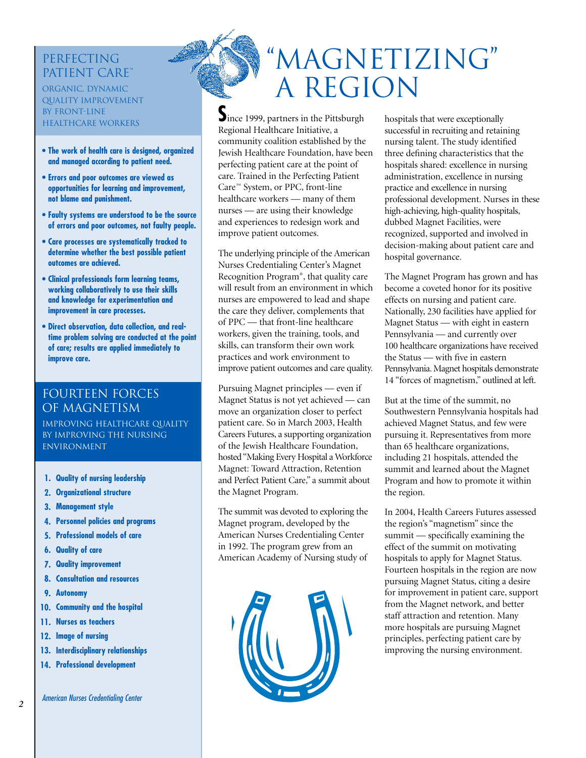# "MAGNETIZING" A REGION

Since 1999, partners in the Pittsburgh Regional Healthcare Initiative, a community coalition established by the Jewish Healthcare Foundation, have been perfecting patient care at the point of care. Trained in the Perfecting Patient Care™ System, or PPC, front-line healthcare workers — many of them nurses — are using their knowledge and experiences to redesign work and improve patient outcomes.

The underlying principle of the American Nurses Credentialing Center's Magnet Recognition Program®, that quality care will result from an environment in which nurses are empowered to lead and shape the care they deliver, complements that of PPC — that front-line healthcare workers, given the training, tools, and skills, can transform their own work practices and work environment to improve patient outcomes and care quality.

Pursuing Magnet principles — even if Magnet Status is not yet achieved — can move an organization closer to perfect patient care. So in March 2003, Health Careers Futures, a supporting organization of the Jewish Healthcare Foundation, hosted "Making Every Hospital a Workforce Magnet: Toward Attraction, Retention and Perfect Patient Care," a summit about the Magnet Program.

The summit was devoted to exploring the Magnet program, developed by the American Nurses Credentialing Center in 1992. The program grew from an American Academy of Nursing study of hospitals that were exceptionally successful in recruiting and retaining nursing talent. The study identified three defining characteristics that the hospitals shared: excellence in nursing administration, excellence in nursing practice and excellence in nursing professional development. Nurses in these high-achieving, high-quality hospitals, dubbed Magnet Facilities, were recognized, supported and involved in decision-making about patient care and hospital governance.

The Magnet Program has grown and has become a coveted honor for its positive effects on nursing and patient care. Nationally, 230 facilities have applied for Magnet Status — with eight in eastern Pennsylvania — and currently over 100 healthcare organizations have received the Status — with five in eastern Pennsylvania. Magnet hospitals demonstrate 14 "forces of magnetism," outlined at left.

But at the time of the summit, no Southwestern Pennsylvania hospitals had achieved Magnet Status, and few were pursuing it. Representatives from more than 65 healthcare organizations, including 21 hospitals, attended the summit and learned about the Magnet Program and how to promote it within the region.

In 2004, Health Careers Futures assessed the region's "magnetism" since the summit — specifically examining the effect of the summit on motivating hospitals to apply for Magnet Status. Fourteen hospitals in the region are now pursuing Magnet Status, citing a desire for improvement in patient care, support from the Magnet network, and better staff attraction and retention. Many more hospitals are pursuing Magnet principles, perfecting patient care by improving the nursing environment.

## PERFECTING PATIENT CARE™

ORGANIC, DYNAMIC QUALITY IMPROVEMENT BY FRONT-LINE HEALTHCARE WORKERS

- **The work of health care is designed, organized and managed according to patient need.**
- **Errors and poor outcomes are viewed as opportunities for learning and improvement, not blame and punishment.**
- **Faulty systems are understood to be the source of errors and poor outcomes, not faulty people.**
- **Care processes are systematically tracked to determine whether the best possible patient outcomes are achieved.**
- **Clinical professionals form learning teams, working collaboratively to use their skills and knowledge for experimentation and improvement in care processes.**
- **Direct observation, data collection, and real-time problem solving are conducted at the point of care; results are applied immediately to improve care.**

## FOURTEEN FORCES OF MAGNETISM

IMPROVING HEALTHCARE QUALITY BY IMPROVING THE NURSING ENVIRONMENT

1. **Quality of nursing leadership**
2. **Organizational structure**
3. **Management style**
4. **Personnel policies and programs**
5. **Professional models of care**
6. **Quality of care**
7. **Quality improvement**
8. **Consultation and resources**
9. **Autonomy**
10. **Community and the hospital**
11. **Nurses as teachers**
12. **Image of nursing**
13. **Interdisciplinary relationships**
14. **Professional development**

*American Nurses Credentialing Center*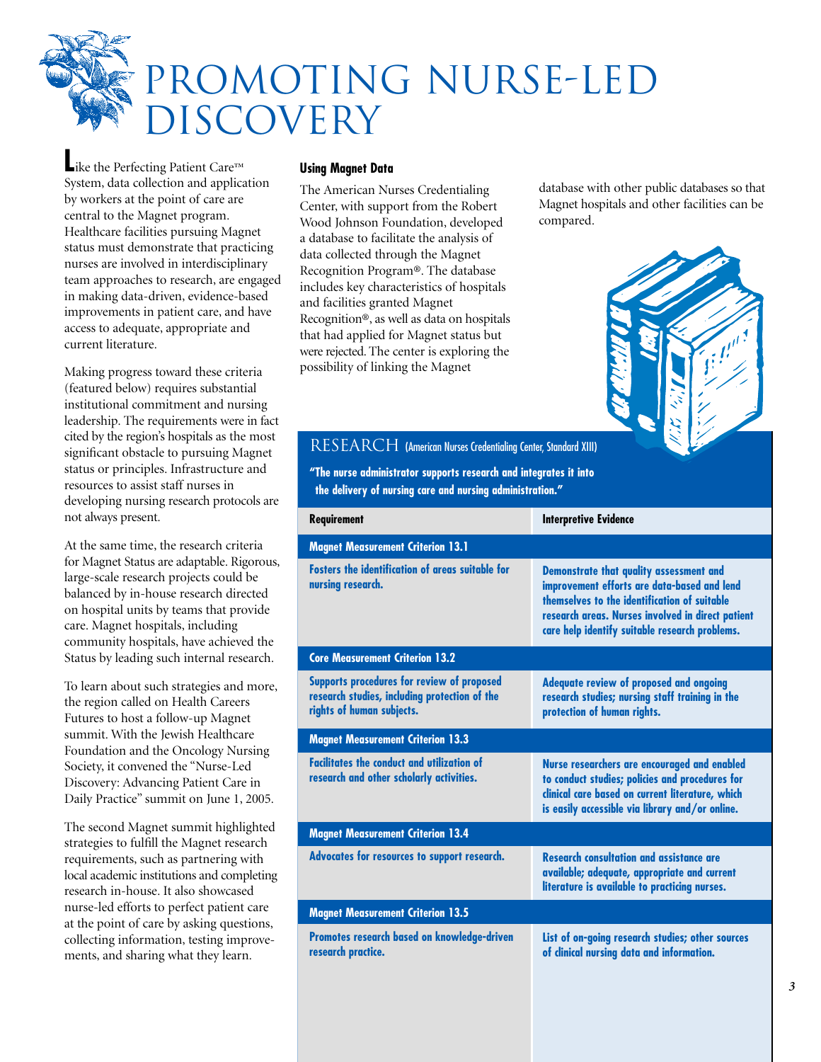# PROMOTING NURSE-LED DISCOVERY

Like the Perfecting Patient Care™ System, data collection and application by workers at the point of care are central to the Magnet program. Healthcare facilities pursuing Magnet status must demonstrate that practicing nurses are involved in interdisciplinary team approaches to research, are engaged in making data-driven, evidence-based improvements in patient care, and have access to adequate, appropriate and current literature.

Making progress toward these criteria (featured below) requires substantial institutional commitment and nursing leadership. The requirements were in fact cited by the region's hospitals as the most significant obstacle to pursuing Magnet status or principles. Infrastructure and resources to assist staff nurses in developing nursing research protocols are not always present.

At the same time, the research criteria for Magnet Status are adaptable. Rigorous, large-scale research projects could be balanced by in-house research directed on hospital units by teams that provide care. Magnet hospitals, including community hospitals, have achieved the Status by leading such internal research.

To learn about such strategies and more, the region called on Health Careers Futures to host a follow-up Magnet summit. With the Jewish Healthcare Foundation and the Oncology Nursing Society, it convened the "Nurse-Led Discovery: Advancing Patient Care in Daily Practice" summit on June 1, 2005.

The second Magnet summit highlighted strategies to fulfill the Magnet research requirements, such as partnering with local academic institutions and completing research in-house. It also showcased nurse-led efforts to perfect patient care at the point of care by asking questions, collecting information, testing improvements, and sharing what they learn.

### Using Magnet Data

The American Nurses Credentialing Center, with support from the Robert Wood Johnson Foundation, developed a database to facilitate the analysis of data collected through the Magnet Recognition Program®. The database includes key characteristics of hospitals and facilities granted Magnet Recognition®, as well as data on hospitals that had applied for Magnet status but were rejected. The center is exploring the possibility of linking the Magnet database with other public databases so that Magnet hospitals and other facilities can be compared.

## RESEARCH (American Nurses Credentialing Center, Standard XIII)

**"The nurse administrator supports research and integrates it into the delivery of nursing care and nursing administration."**

| Requirement | Interpretive Evidence |
|---|---|
| **Magnet Measurement Criterion 13.1** | |
| Fosters the identification of areas suitable for nursing research. | Demonstrate that quality assessment and improvement efforts are data-based and lend themselves to the identification of suitable research areas. Nurses involved in direct patient care help identify suitable research problems. |
| **Core Measurement Criterion 13.2** | |
| Supports procedures for review of proposed research studies, including protection of the rights of human subjects. | Adequate review of proposed and ongoing research studies; nursing staff training in the protection of human rights. |
| **Magnet Measurement Criterion 13.3** | |
| Facilitates the conduct and utilization of research and other scholarly activities. | Nurse researchers are encouraged and enabled to conduct studies; policies and procedures for clinical care based on current literature, which is easily accessible via library and/or online. |
| **Magnet Measurement Criterion 13.4** | |
| Advocates for resources to support research. | Research consultation and assistance are available; adequate, appropriate and current literature is available to practicing nurses. |
| **Magnet Measurement Criterion 13.5** | |
| Promotes research based on knowledge-driven research practice. | List of on-going research studies; other sources of clinical nursing data and information. |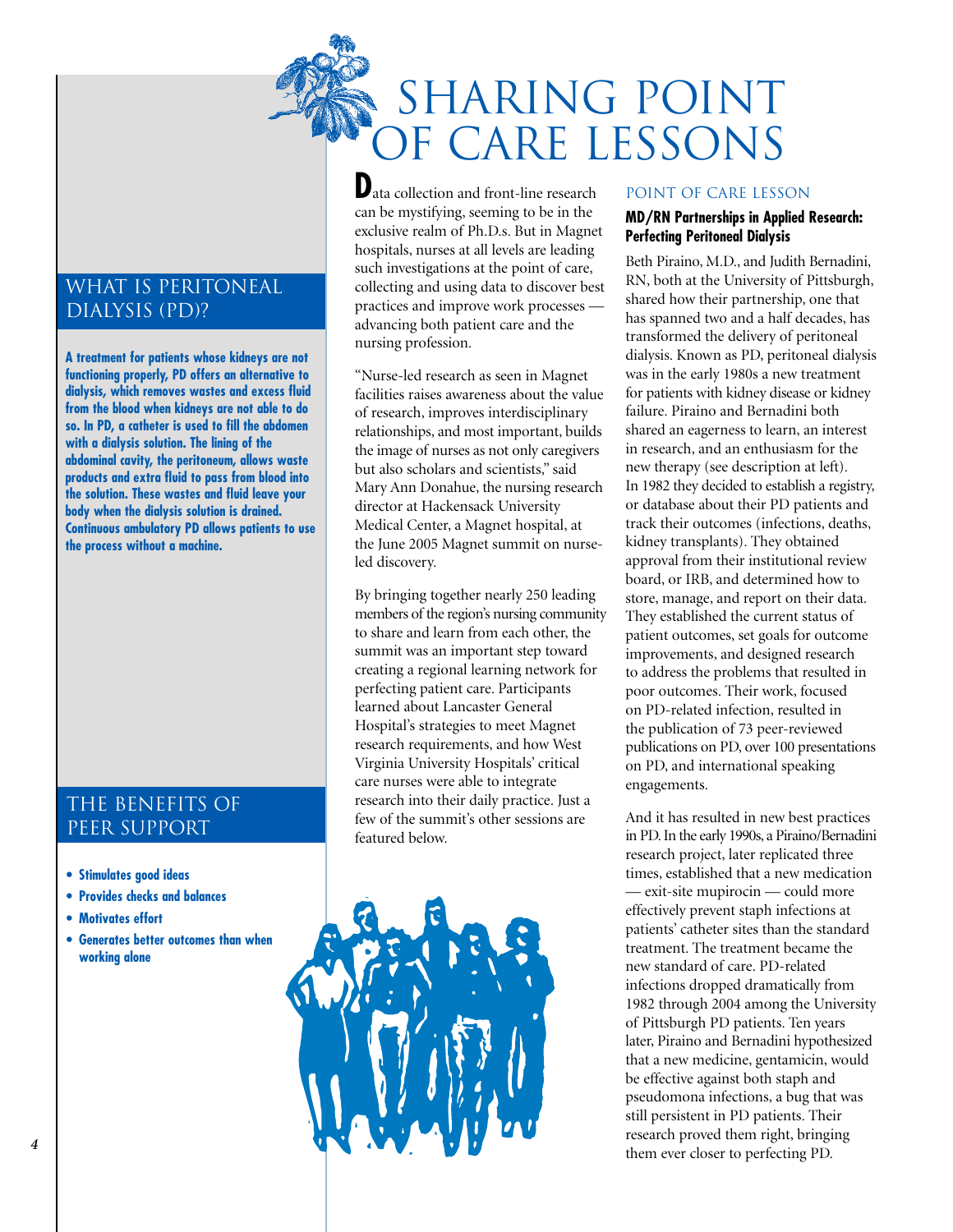# SHARING POINT OF CARE LESSONS

Data collection and front-line research can be mystifying, seeming to be in the exclusive realm of Ph.D.s. But in Magnet hospitals, nurses at all levels are leading such investigations at the point of care, collecting and using data to discover best practices and improve work processes — advancing both patient care and the nursing profession.

"Nurse-led research as seen in Magnet facilities raises awareness about the value of research, improves interdisciplinary relationships, and most important, builds the image of nurses as not only caregivers but also scholars and scientists," said Mary Ann Donahue, the nursing research director at Hackensack University Medical Center, a Magnet hospital, at the June 2005 Magnet summit on nurse-led discovery.

By bringing together nearly 250 leading members of the region's nursing community to share and learn from each other, the summit was an important step toward creating a regional learning network for perfecting patient care. Participants learned about Lancaster General Hospital's strategies to meet Magnet research requirements, and how West Virginia University Hospitals' critical care nurses were able to integrate research into their daily practice. Just a few of the summit's other sessions are featured below.

## WHAT IS PERITONEAL DIALYSIS (PD)?

**A treatment for patients whose kidneys are not functioning properly, PD offers an alternative to dialysis, which removes wastes and excess fluid from the blood when kidneys are not able to do so. In PD, a catheter is used to fill the abdomen with a dialysis solution. The lining of the abdominal cavity, the peritoneum, allows waste products and extra fluid to pass from blood into the solution. These wastes and fluid leave your body when the dialysis solution is drained. Continuous ambulatory PD allows patients to use the process without a machine.**

## POINT OF CARE LESSON

### MD/RN Partnerships in Applied Research: Perfecting Peritoneal Dialysis

Beth Piraino, M.D., and Judith Bernadini, RN, both at the University of Pittsburgh, shared how their partnership, one that has spanned two and a half decades, has transformed the delivery of peritoneal dialysis. Known as PD, peritoneal dialysis was in the early 1980s a new treatment for patients with kidney disease or kidney failure. Piraino and Bernadini both shared an eagerness to learn, an interest in research, and an enthusiasm for the new therapy (see description at left). In 1982 they decided to establish a registry, or database about their PD patients and track their outcomes (infections, deaths, kidney transplants). They obtained approval from their institutional review board, or IRB, and determined how to store, manage, and report on their data. They established the current status of patient outcomes, set goals for outcome improvements, and designed research to address the problems that resulted in poor outcomes. Their work, focused on PD-related infection, resulted in the publication of 73 peer-reviewed publications on PD, over 100 presentations on PD, and international speaking engagements.

And it has resulted in new best practices in PD. In the early 1990s, a Piraino/Bernadini research project, later replicated three times, established that a new medication — exit-site mupirocin — could more effectively prevent staph infections at patients' catheter sites than the standard treatment. The treatment became the new standard of care. PD-related infections dropped dramatically from 1982 through 2004 among the University of Pittsburgh PD patients. Ten years later, Piraino and Bernadini hypothesized that a new medicine, gentamicin, would be effective against both staph and pseudomona infections, a bug that was still persistent in PD patients. Their research proved them right, bringing them ever closer to perfecting PD.

## THE BENEFITS OF PEER SUPPORT

- **Stimulates good ideas**
- **Provides checks and balances**
- **Motivates effort**
- **Generates better outcomes than when working alone**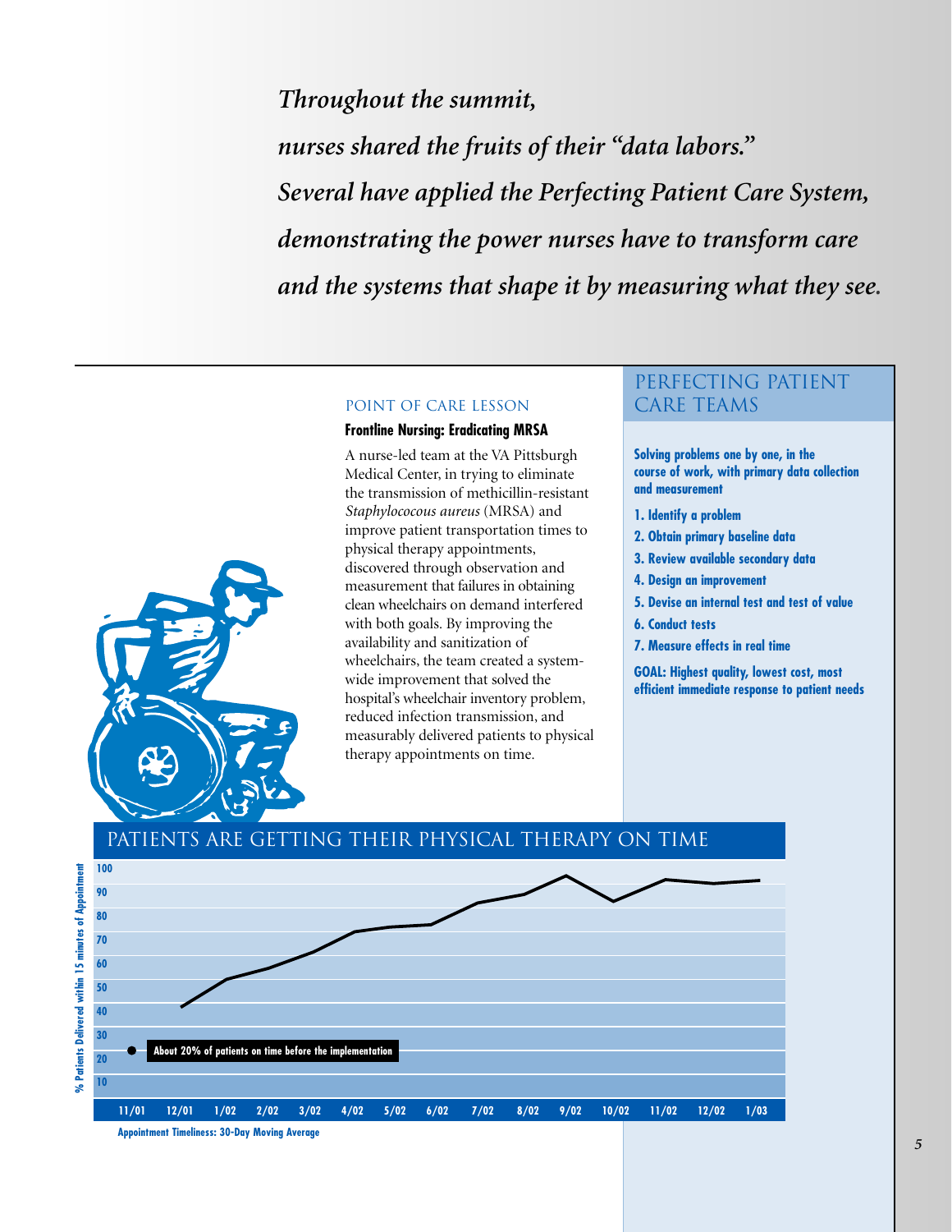*Throughout the summit,*
*nurses shared the fruits of their "data labors."*
*Several have applied the Perfecting Patient Care System,*
*demonstrating the power nurses have to transform care*
*and the systems that shape it by measuring what they see.*

## POINT OF CARE LESSON

### Frontline Nursing: Eradicating MRSA

A nurse-led team at the VA Pittsburgh Medical Center, in trying to eliminate the transmission of methicillin-resistant *Staphylococous aureus* (MRSA) and improve patient transportation times to physical therapy appointments, discovered through observation and measurement that failures in obtaining clean wheelchairs on demand interfered with both goals. By improving the availability and sanitization of wheelchairs, the team created a system-wide improvement that solved the hospital's wheelchair inventory problem, reduced infection transmission, and measurably delivered patients to physical therapy appointments on time.

## PERFECTING PATIENT CARE TEAMS

**Solving problems one by one, in the course of work, with primary data collection and measurement**

1. **Identify a problem**
2. **Obtain primary baseline data**
3. **Review available secondary data**
4. **Design an improvement**
5. **Devise an internal test and test of value**
6. **Conduct tests**
7. **Measure effects in real time**

**GOAL: Highest quality, lowest cost, most efficient immediate response to patient needs**

## PATIENTS ARE GETTING THEIR PHYSICAL THERAPY ON TIME

% Patients Delivered within 15 minutes of Appointment

About 20% of patients on time before the implementation

11/01 12/01 1/02 2/02 3/02 4/02 5/02 6/02 7/02 8/02 9/02 10/02 11/02 12/02 1/03

Appointment Timeliness: 30-Day Moving Average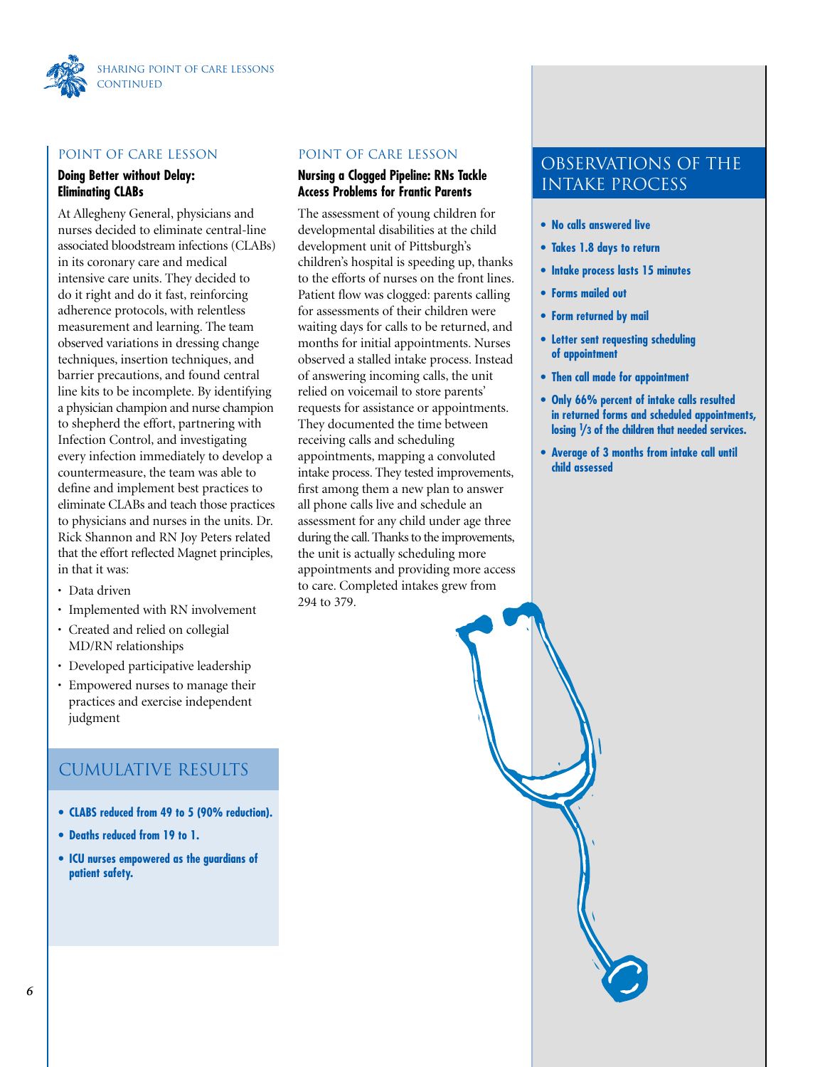## POINT OF CARE LESSON

### Doing Better without Delay: Eliminating CLABs

At Allegheny General, physicians and nurses decided to eliminate central-line associated bloodstream infections (CLABs) in its coronary care and medical intensive care units. They decided to do it right and do it fast, reinforcing adherence protocols, with relentless measurement and learning. The team observed variations in dressing change techniques, insertion techniques, and barrier precautions, and found central line kits to be incomplete. By identifying a physician champion and nurse champion to shepherd the effort, partnering with Infection Control, and investigating every infection immediately to develop a countermeasure, the team was able to define and implement best practices to eliminate CLABs and teach those practices to physicians and nurses in the units. Dr. Rick Shannon and RN Joy Peters related that the effort reflected Magnet principles, in that it was:

- Data driven
- Implemented with RN involvement
- Created and relied on collegial MD/RN relationships
- Developed participative leadership
- Empowered nurses to manage their practices and exercise independent judgment

## CUMULATIVE RESULTS

- **CLABS reduced from 49 to 5 (90% reduction).**
- **Deaths reduced from 19 to 1.**
- **ICU nurses empowered as the guardians of patient safety.**

## POINT OF CARE LESSON

### Nursing a Clogged Pipeline: RNs Tackle Access Problems for Frantic Parents

The assessment of young children for developmental disabilities at the child development unit of Pittsburgh's children's hospital is speeding up, thanks to the efforts of nurses on the front lines. Patient flow was clogged: parents calling for assessments of their children were waiting days for calls to be returned, and months for initial appointments. Nurses observed a stalled intake process. Instead of answering incoming calls, the unit relied on voicemail to store parents' requests for assistance or appointments. They documented the time between receiving calls and scheduling appointments, mapping a convoluted intake process. They tested improvements, first among them a new plan to answer all phone calls live and schedule an assessment for any child under age three during the call. Thanks to the improvements, the unit is actually scheduling more appointments and providing more access to care. Completed intakes grew from 294 to 379.

## OBSERVATIONS OF THE INTAKE PROCESS

- **No calls answered live**
- **Takes 1.8 days to return**
- **Intake process lasts 15 minutes**
- **Forms mailed out**
- **Form returned by mail**
- **Letter sent requesting scheduling of appointment**
- **Then call made for appointment**
- **Only 66% percent of intake calls resulted in returned forms and scheduled appointments, losing 1/3 of the children that needed services.**
- **Average of 3 months from intake call until child assessed**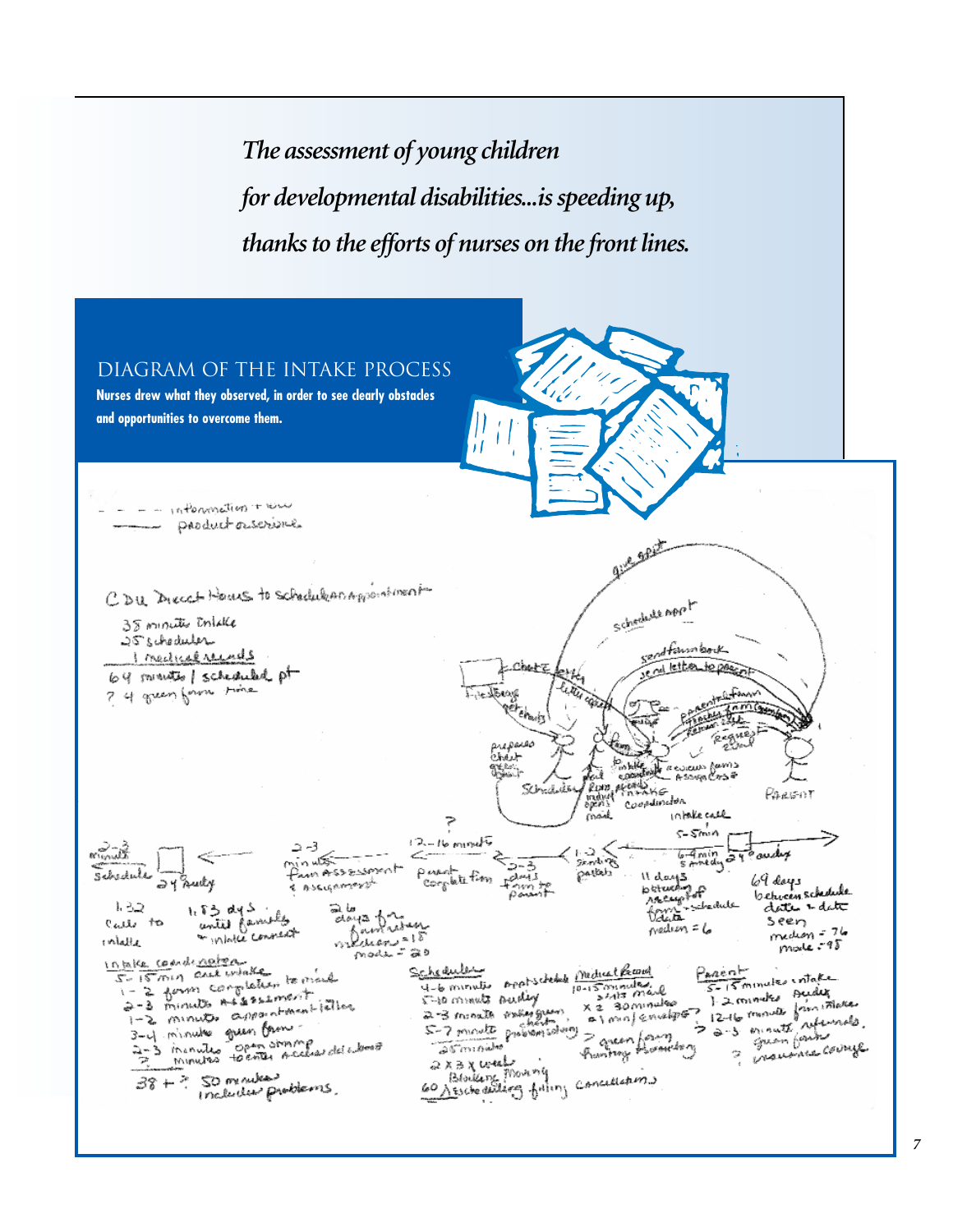*The assessment of young children for developmental disabilities...is speeding up, thanks to the efforts of nurses on the front lines.*

## DIAGRAM OF THE INTAKE PROCESS

**Nurses drew what they observed, in order to see clearly obstacles and opportunities to overcome them.**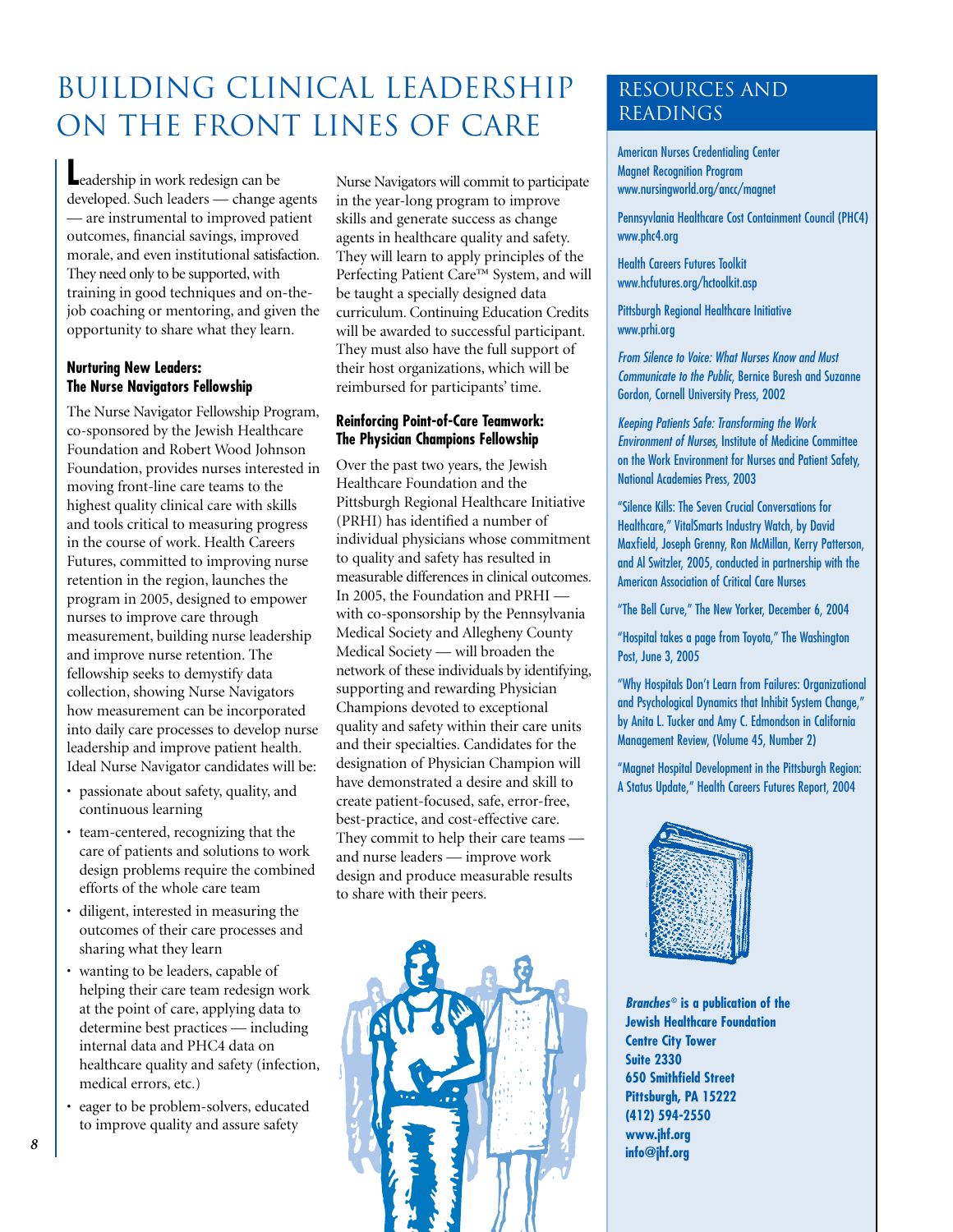# BUILDING CLINICAL LEADERSHIP ON THE FRONT LINES OF CARE

Leadership in work redesign can be developed. Such leaders — change agents — are instrumental to improved patient outcomes, financial savings, improved morale, and even institutional satisfaction. They need only to be supported, with training in good techniques and on-the-job coaching or mentoring, and given the opportunity to share what they learn.

### Nurturing New Leaders: The Nurse Navigators Fellowship

The Nurse Navigator Fellowship Program, co-sponsored by the Jewish Healthcare Foundation and Robert Wood Johnson Foundation, provides nurses interested in moving front-line care teams to the highest quality clinical care with skills and tools critical to measuring progress in the course of work. Health Careers Futures, committed to improving nurse retention in the region, launches the program in 2005, designed to empower nurses to improve care through measurement, building nurse leadership and improve nurse retention. The fellowship seeks to demystify data collection, showing Nurse Navigators how measurement can be incorporated into daily care processes to develop nurse leadership and improve patient health. Ideal Nurse Navigator candidates will be:

- passionate about safety, quality, and continuous learning
- team-centered, recognizing that the care of patients and solutions to work design problems require the combined efforts of the whole care team
- diligent, interested in measuring the outcomes of their care processes and sharing what they learn
- wanting to be leaders, capable of helping their care team redesign work at the point of care, applying data to determine best practices — including internal data and PHC4 data on healthcare quality and safety (infection, medical errors, etc.)
- eager to be problem-solvers, educated to improve quality and assure safety

Nurse Navigators will commit to participate in the year-long program to improve skills and generate success as change agents in healthcare quality and safety. They will learn to apply principles of the Perfecting Patient Care™ System, and will be taught a specially designed data curriculum. Continuing Education Credits will be awarded to successful participant. They must also have the full support of their host organizations, which will be reimbursed for participants' time.

### Reinforcing Point-of-Care Teamwork: The Physician Champions Fellowship

Over the past two years, the Jewish Healthcare Foundation and the Pittsburgh Regional Healthcare Initiative (PRHI) has identified a number of individual physicians whose commitment to quality and safety has resulted in measurable differences in clinical outcomes. In 2005, the Foundation and PRHI — with co-sponsorship by the Pennsylvania Medical Society and Allegheny County Medical Society — will broaden the network of these individuals by identifying, supporting and rewarding Physician Champions devoted to exceptional quality and safety within their care units and their specialties. Candidates for the designation of Physician Champion will have demonstrated a desire and skill to create patient-focused, safe, error-free, best-practice, and cost-effective care. They commit to help their care teams — and nurse leaders — improve work design and produce measurable results to share with their peers.

## RESOURCES AND READINGS

American Nurses Credentialing Center
Magnet Recognition Program
www.nursingworld.org/ancc/magnet

Pennsyvlania Healthcare Cost Containment Council (PHC4)
www.phc4.org

Health Careers Futures Toolkit
www.hcfutures.org/hctoolkit.asp

Pittsburgh Regional Healthcare Initiative
www.prhi.org

*From Silence to Voice: What Nurses Know and Must Communicate to the Public*, Bernice Buresh and Suzanne Gordon, Cornell University Press, 2002

*Keeping Patients Safe: Transforming the Work Environment of Nurses*, Institute of Medicine Committee on the Work Environment for Nurses and Patient Safety, National Academies Press, 2003

"Silence Kills: The Seven Crucial Conversations for Healthcare," VitalSmarts Industry Watch, by David Maxfield, Joseph Grenny, Ron McMillan, Kerry Patterson, and Al Switzler, 2005, conducted in partnership with the American Association of Critical Care Nurses

"The Bell Curve," The New Yorker, December 6, 2004

"Hospital takes a page from Toyota," The Washington Post, June 3, 2005

"Why Hospitals Don't Learn from Failures: Organizational and Psychological Dynamics that Inhibit System Change," by Anita L. Tucker and Amy C. Edmondson in California Management Review, (Volume 45, Number 2)

"Magnet Hospital Development in the Pittsburgh Region: A Status Update," Health Careers Futures Report, 2004

***Branches***© **is a publication of the Jewish Healthcare Foundation**
**Centre City Tower**
**Suite 2330**
**650 Smithfield Street**
**Pittsburgh, PA 15222**
**(412) 594-2550**
**www.jhf.org**
**info@jhf.org**